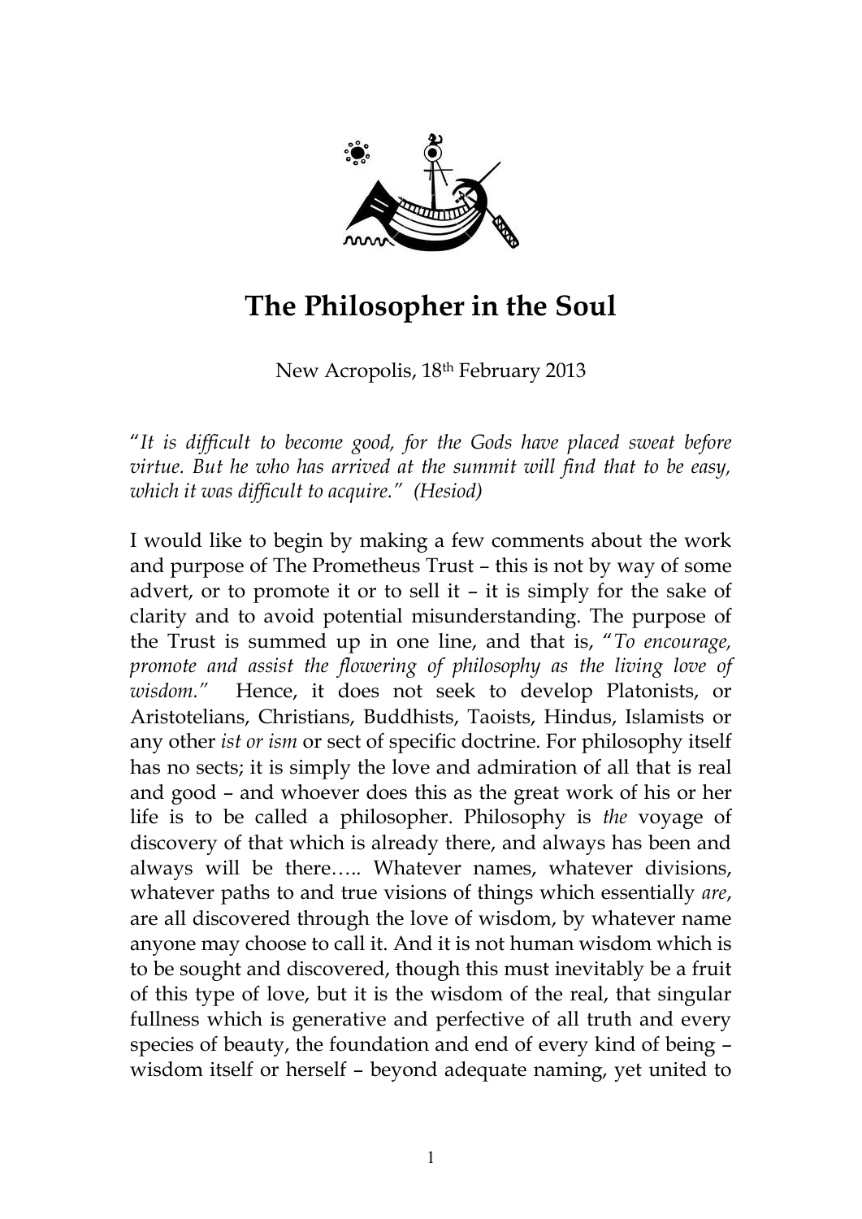# The Philosopher in the Soul

New Acropolis, 18th February 2013

"*It is difficult to become good, for the Gods have placed sweat before virtue. But he who has arrived at the summit will find that to be easy, which it was difficult to acquire.*" *(Hesiod)*

I would like to begin by making a few comments about the work and purpose of The Prometheus Trust – this is not by way of some advert, or to promote it or to sell it – it is simply for the sake of clarity and to avoid potential misunderstanding. The purpose of the Trust is summed up in one line, and that is, "*To encourage, promote and assist the flowering of philosophy as the living love of wisdom.*" Hence, it does not seek to develop Platonists, or Aristotelians, Christians, Buddhists, Taoists, Hindus, Islamists or any other *ist or ism* or sect of specific doctrine. For philosophy itself has no sects; it is simply the love and admiration of all that is real and good – and whoever does this as the great work of his or her life is to be called a philosopher. Philosophy is *the* voyage of discovery of that which is already there, and always has been and always will be there….. Whatever names, whatever divisions, whatever paths to and true visions of things which essentially *are*, are all discovered through the love of wisdom, by whatever name anyone may choose to call it. And it is not human wisdom which is to be sought and discovered, though this must inevitably be a fruit of this type of love, but it is the wisdom of the real, that singular fullness which is generative and perfective of all truth and every species of beauty, the foundation and end of every kind of being – wisdom itself or herself – beyond adequate naming, yet united to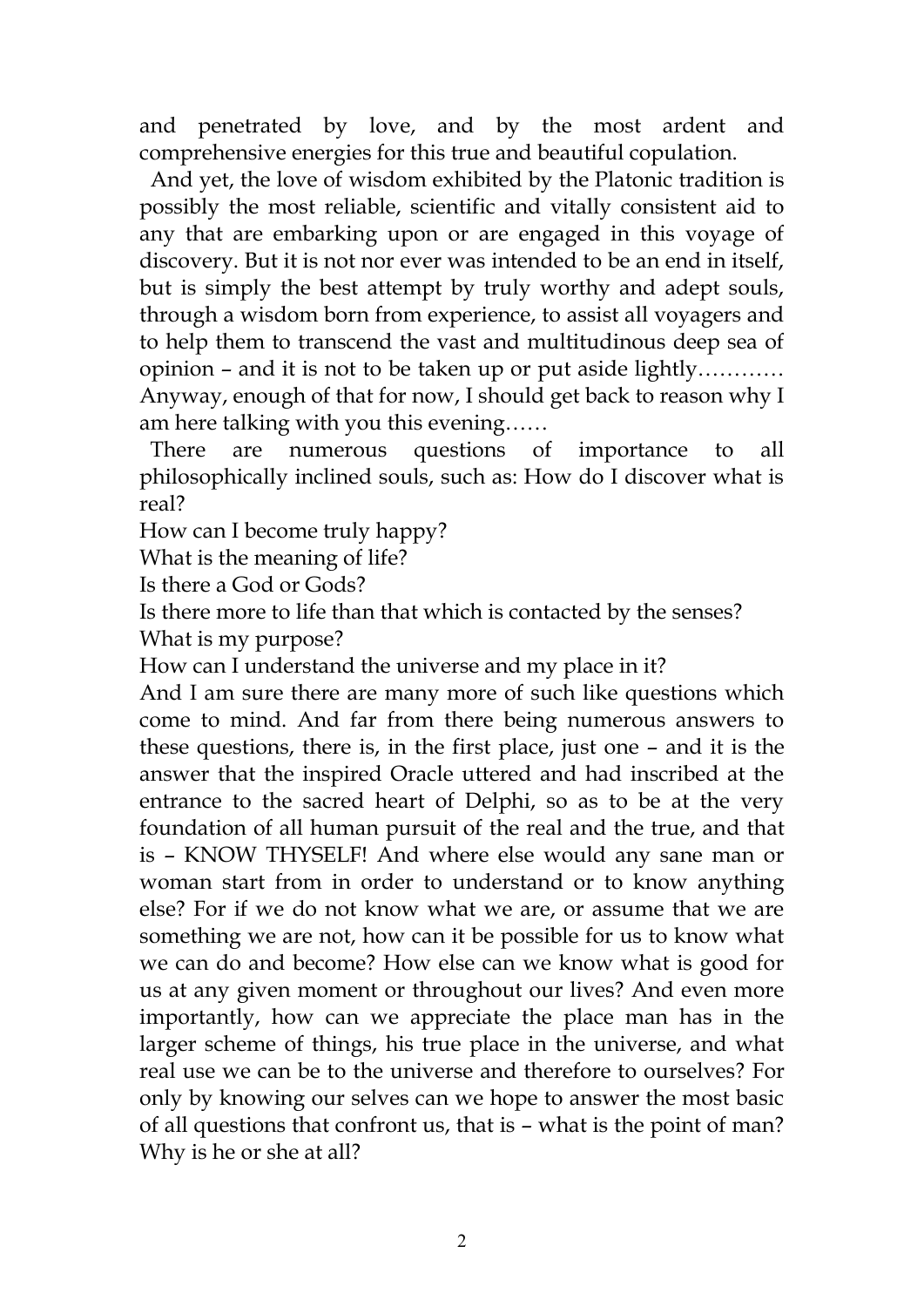and penetrated by love, and by the most ardent and comprehensive energies for this true and beautiful copulation.

And yet, the love of wisdom exhibited by the Platonic tradition is possibly the most reliable, scientific and vitally consistent aid to any that are embarking upon or are engaged in this voyage of discovery. But it is not nor ever was intended to be an end in itself, but is simply the best attempt by truly worthy and adept souls, through a wisdom born from experience, to assist all voyagers and to help them to transcend the vast and multitudinous deep sea of opinion – and it is not to be taken up or put aside lightly………… Anyway, enough of that for now, I should get back to reason why I am here talking with you this evening……

There are numerous questions of importance to all philosophically inclined souls, such as: How do I discover what is real?

How can I become truly happy?

What is the meaning of life?

Is there a God or Gods?

Is there more to life than that which is contacted by the senses?

What is my purpose?

How can I understand the universe and my place in it?

And I am sure there are many more of such like questions which come to mind. And far from there being numerous answers to these questions, there is, in the first place, just one – and it is the answer that the inspired Oracle uttered and had inscribed at the entrance to the sacred heart of Delphi, so as to be at the very foundation of all human pursuit of the real and the true, and that is – KNOW THYSELF! And where else would any sane man or woman start from in order to understand or to know anything else? For if we do not know what we are, or assume that we are something we are not, how can it be possible for us to know what we can do and become? How else can we know what is good for us at any given moment or throughout our lives? And even more importantly, how can we appreciate the place man has in the larger scheme of things, his true place in the universe, and what real use we can be to the universe and therefore to ourselves? For only by knowing our selves can we hope to answer the most basic of all questions that confront us, that is – what is the point of man? Why is he or she at all?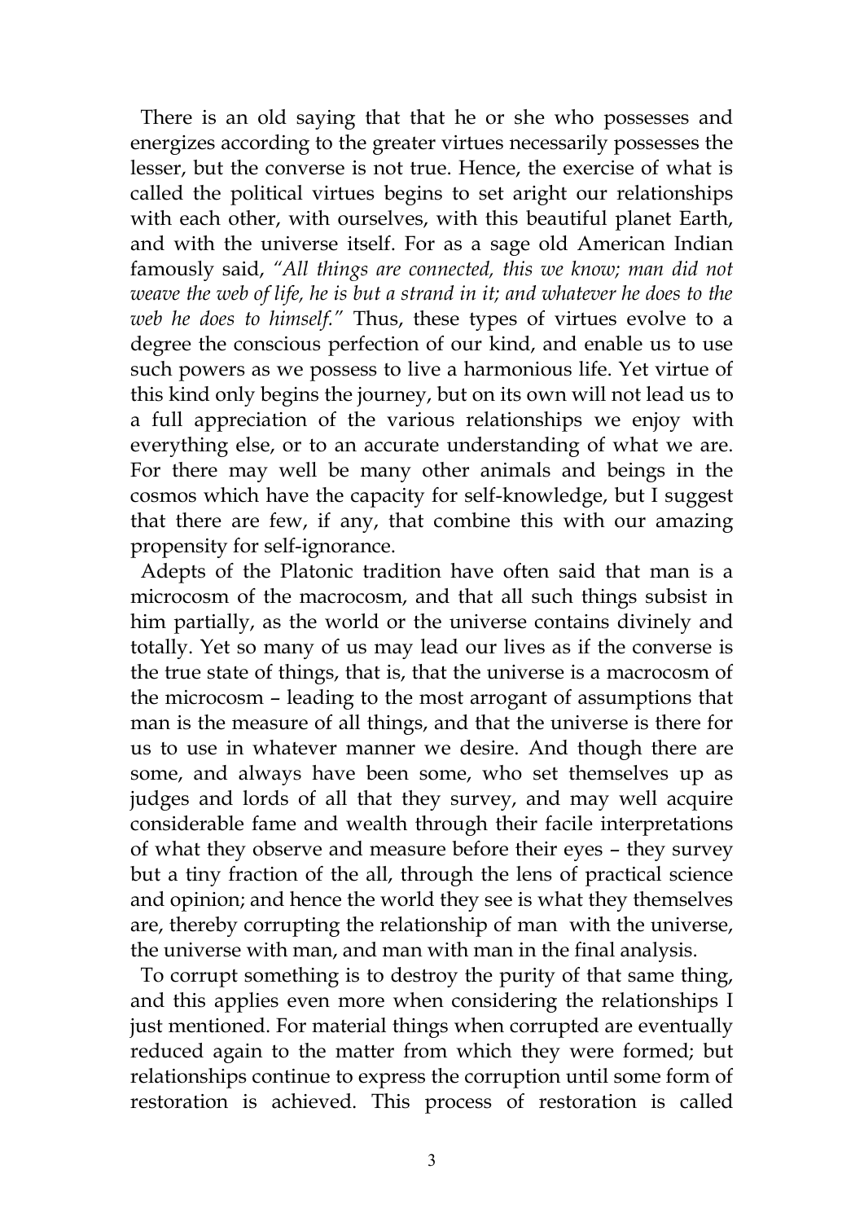There is an old saying that that he or she who possesses and energizes according to the greater virtues necessarily possesses the lesser, but the converse is not true. Hence, the exercise of what is called the political virtues begins to set aright our relationships with each other, with ourselves, with this beautiful planet Earth, and with the universe itself. For as a sage old American Indian famously said, *"All things are connected, this we know; man did not weave the web of life, he is but a strand in it; and whatever he does to the web he does to himself."* Thus, these types of virtues evolve to a degree the conscious perfection of our kind, and enable us to use such powers as we possess to live a harmonious life. Yet virtue of this kind only begins the journey, but on its own will not lead us to a full appreciation of the various relationships we enjoy with everything else, or to an accurate understanding of what we are. For there may well be many other animals and beings in the cosmos which have the capacity for self-knowledge, but I suggest that there are few, if any, that combine this with our amazing propensity for self-ignorance.

Adepts of the Platonic tradition have often said that man is a microcosm of the macrocosm, and that all such things subsist in him partially, as the world or the universe contains divinely and totally. Yet so many of us may lead our lives as if the converse is the true state of things, that is, that the universe is a macrocosm of the microcosm – leading to the most arrogant of assumptions that man is the measure of all things, and that the universe is there for us to use in whatever manner we desire. And though there are some, and always have been some, who set themselves up as judges and lords of all that they survey, and may well acquire considerable fame and wealth through their facile interpretations of what they observe and measure before their eyes – they survey but a tiny fraction of the all, through the lens of practical science and opinion; and hence the world they see is what they themselves are, thereby corrupting the relationship of man with the universe, the universe with man, and man with man in the final analysis.

To corrupt something is to destroy the purity of that same thing, and this applies even more when considering the relationships I just mentioned. For material things when corrupted are eventually reduced again to the matter from which they were formed; but relationships continue to express the corruption until some form of restoration is achieved. This process of restoration is called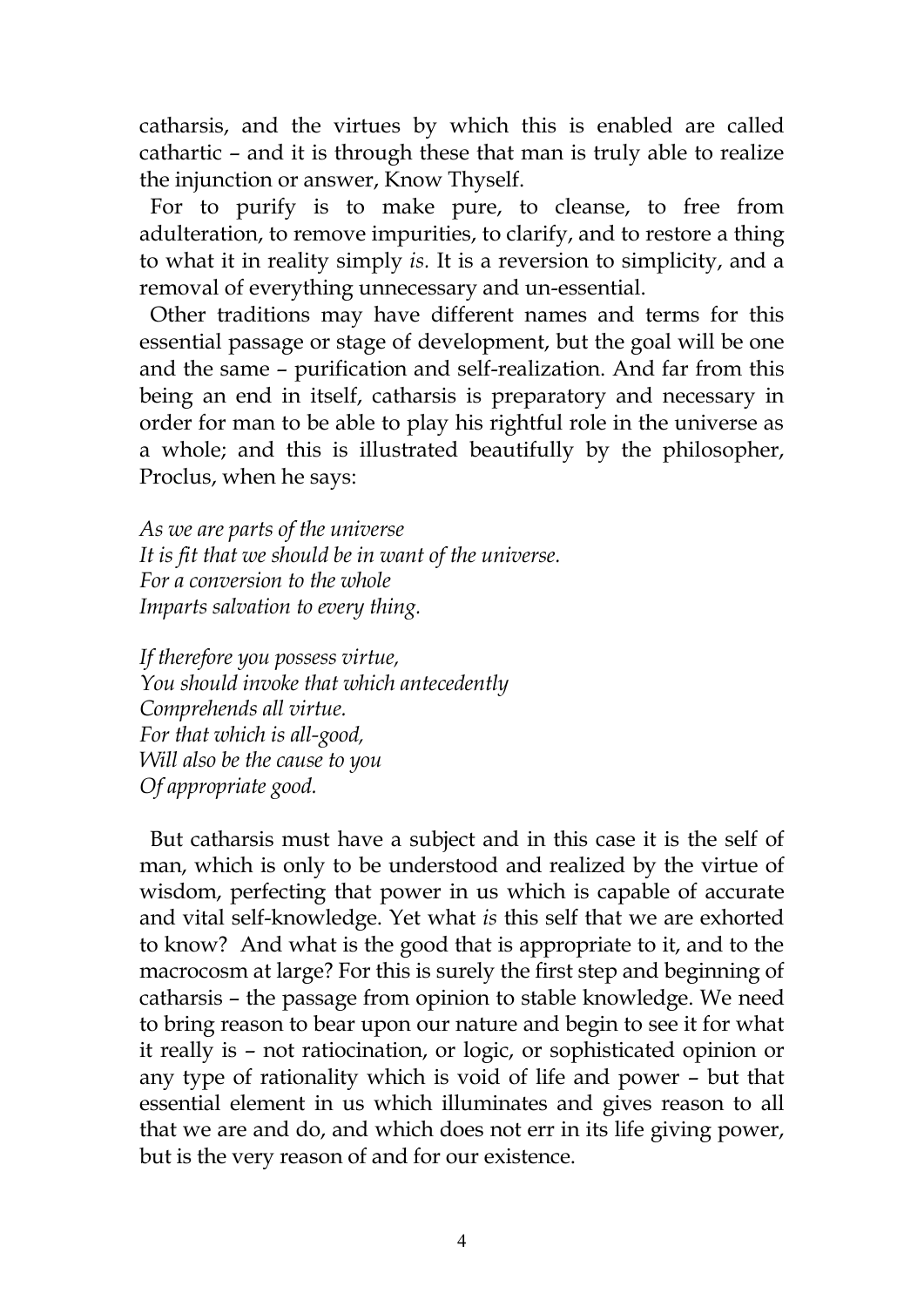catharsis, and the virtues by which this is enabled are called cathartic – and it is through these that man is truly able to realize the injunction or answer, Know Thyself.

For to purify is to make pure, to cleanse, to free from adulteration, to remove impurities, to clarify, and to restore a thing to what it in reality simply *is.* It is a reversion to simplicity, and a removal of everything unnecessary and un-essential.

Other traditions may have different names and terms for this essential passage or stage of development, but the goal will be one and the same – purification and self-realization. And far from this being an end in itself, catharsis is preparatory and necessary in order for man to be able to play his rightful role in the universe as a whole; and this is illustrated beautifully by the philosopher, Proclus, when he says:

*As we are parts of the universe*
*It is fit that we should be in want of the universe.*
*For a conversion to the whole*
*Imparts salvation to every thing.*

*If therefore you possess virtue,*
*You should invoke that which antecedently*
*Comprehends all virtue.*
*For that which is all-good,*
*Will also be the cause to you*
*Of appropriate good.*

But catharsis must have a subject and in this case it is the self of man, which is only to be understood and realized by the virtue of wisdom, perfecting that power in us which is capable of accurate and vital self-knowledge. Yet what *is* this self that we are exhorted to know? And what is the good that is appropriate to it, and to the macrocosm at large? For this is surely the first step and beginning of catharsis – the passage from opinion to stable knowledge. We need to bring reason to bear upon our nature and begin to see it for what it really is – not ratiocination, or logic, or sophisticated opinion or any type of rationality which is void of life and power – but that essential element in us which illuminates and gives reason to all that we are and do, and which does not err in its life giving power, but is the very reason of and for our existence.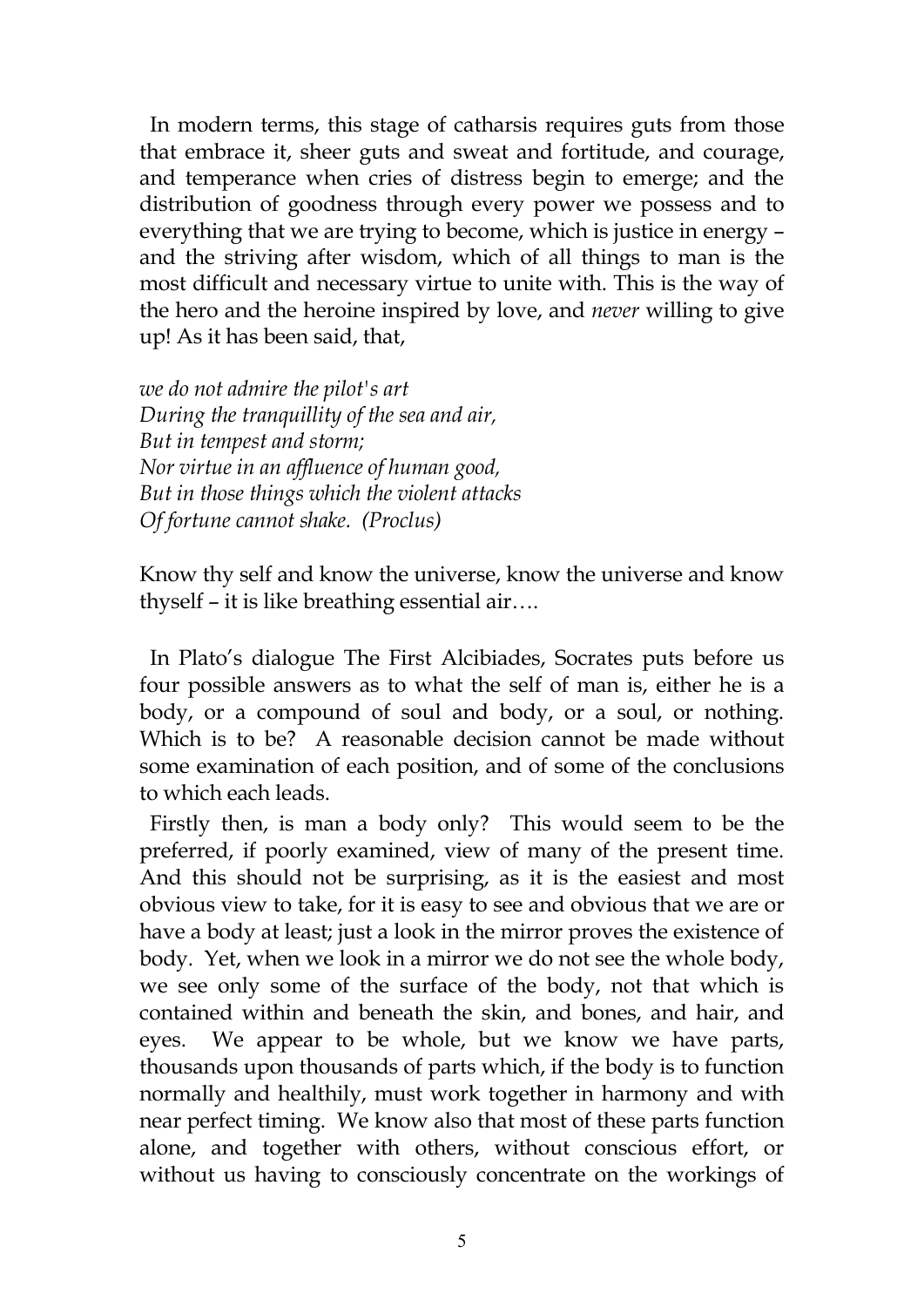In modern terms, this stage of catharsis requires guts from those that embrace it, sheer guts and sweat and fortitude, and courage, and temperance when cries of distress begin to emerge; and the distribution of goodness through every power we possess and to everything that we are trying to become, which is justice in energy – and the striving after wisdom, which of all things to man is the most difficult and necessary virtue to unite with. This is the way of the hero and the heroine inspired by love, and *never* willing to give up! As it has been said, that,

*we do not admire the pilot's art*  
*During the tranquillity of the sea and air,*  
*But in tempest and storm;*  
*Nor virtue in an affluence of human good,*  
*But in those things which the violent attacks*  
*Of fortune cannot shake. (Proclus)*

Know thy self and know the universe, know the universe and know thyself – it is like breathing essential air….

In Plato's dialogue The First Alcibiades, Socrates puts before us four possible answers as to what the self of man is, either he is a body, or a compound of soul and body, or a soul, or nothing. Which is to be? A reasonable decision cannot be made without some examination of each position, and of some of the conclusions to which each leads.

Firstly then, is man a body only? This would seem to be the preferred, if poorly examined, view of many of the present time. And this should not be surprising, as it is the easiest and most obvious view to take, for it is easy to see and obvious that we are or have a body at least; just a look in the mirror proves the existence of body. Yet, when we look in a mirror we do not see the whole body, we see only some of the surface of the body, not that which is contained within and beneath the skin, and bones, and hair, and eyes. We appear to be whole, but we know we have parts, thousands upon thousands of parts which, if the body is to function normally and healthily, must work together in harmony and with near perfect timing. We know also that most of these parts function alone, and together with others, without conscious effort, or without us having to consciously concentrate on the workings of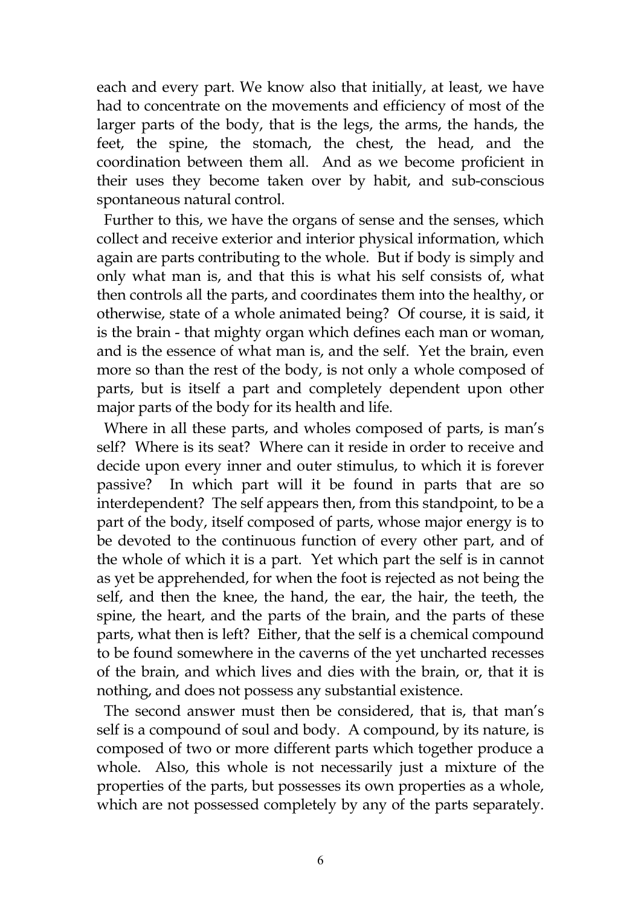each and every part. We know also that initially, at least, we have had to concentrate on the movements and efficiency of most of the larger parts of the body, that is the legs, the arms, the hands, the feet, the spine, the stomach, the chest, the head, and the coordination between them all. And as we become proficient in their uses they become taken over by habit, and sub-conscious spontaneous natural control.

Further to this, we have the organs of sense and the senses, which collect and receive exterior and interior physical information, which again are parts contributing to the whole. But if body is simply and only what man is, and that this is what his self consists of, what then controls all the parts, and coordinates them into the healthy, or otherwise, state of a whole animated being? Of course, it is said, it is the brain - that mighty organ which defines each man or woman, and is the essence of what man is, and the self. Yet the brain, even more so than the rest of the body, is not only a whole composed of parts, but is itself a part and completely dependent upon other major parts of the body for its health and life.

Where in all these parts, and wholes composed of parts, is man's self? Where is its seat? Where can it reside in order to receive and decide upon every inner and outer stimulus, to which it is forever passive? In which part will it be found in parts that are so interdependent? The self appears then, from this standpoint, to be a part of the body, itself composed of parts, whose major energy is to be devoted to the continuous function of every other part, and of the whole of which it is a part. Yet which part the self is in cannot as yet be apprehended, for when the foot is rejected as not being the self, and then the knee, the hand, the ear, the hair, the teeth, the spine, the heart, and the parts of the brain, and the parts of these parts, what then is left? Either, that the self is a chemical compound to be found somewhere in the caverns of the yet uncharted recesses of the brain, and which lives and dies with the brain, or, that it is nothing, and does not possess any substantial existence.

The second answer must then be considered, that is, that man's self is a compound of soul and body. A compound, by its nature, is composed of two or more different parts which together produce a whole. Also, this whole is not necessarily just a mixture of the properties of the parts, but possesses its own properties as a whole, which are not possessed completely by any of the parts separately.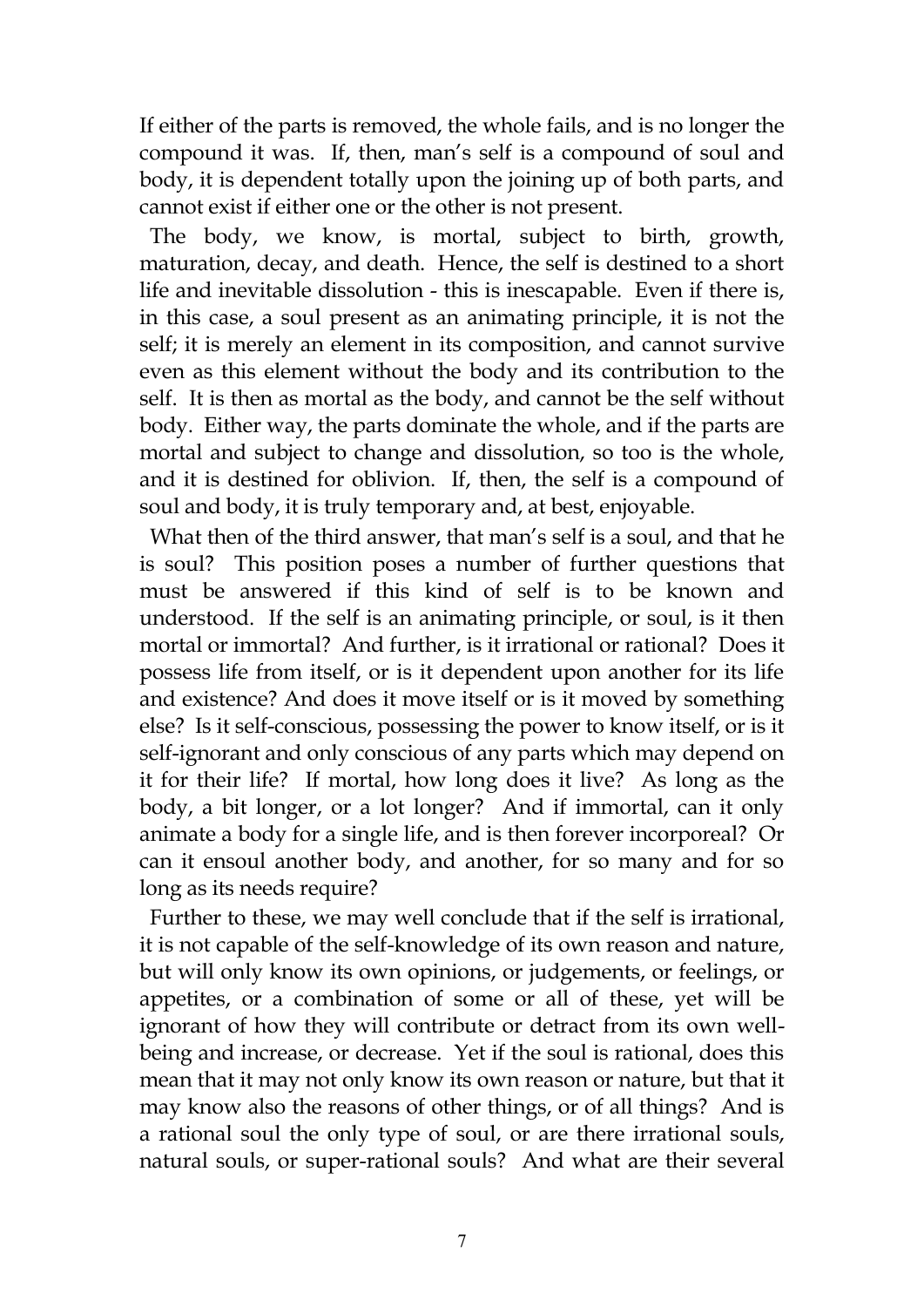If either of the parts is removed, the whole fails, and is no longer the compound it was. If, then, man's self is a compound of soul and body, it is dependent totally upon the joining up of both parts, and cannot exist if either one or the other is not present.

The body, we know, is mortal, subject to birth, growth, maturation, decay, and death. Hence, the self is destined to a short life and inevitable dissolution - this is inescapable. Even if there is, in this case, a soul present as an animating principle, it is not the self; it is merely an element in its composition, and cannot survive even as this element without the body and its contribution to the self. It is then as mortal as the body, and cannot be the self without body. Either way, the parts dominate the whole, and if the parts are mortal and subject to change and dissolution, so too is the whole, and it is destined for oblivion. If, then, the self is a compound of soul and body, it is truly temporary and, at best, enjoyable.

What then of the third answer, that man's self is a soul, and that he is soul? This position poses a number of further questions that must be answered if this kind of self is to be known and understood. If the self is an animating principle, or soul, is it then mortal or immortal? And further, is it irrational or rational? Does it possess life from itself, or is it dependent upon another for its life and existence? And does it move itself or is it moved by something else? Is it self-conscious, possessing the power to know itself, or is it self-ignorant and only conscious of any parts which may depend on it for their life? If mortal, how long does it live? As long as the body, a bit longer, or a lot longer? And if immortal, can it only animate a body for a single life, and is then forever incorporeal? Or can it ensoul another body, and another, for so many and for so long as its needs require?

Further to these, we may well conclude that if the self is irrational, it is not capable of the self-knowledge of its own reason and nature, but will only know its own opinions, or judgements, or feelings, or appetites, or a combination of some or all of these, yet will be ignorant of how they will contribute or detract from its own well-being and increase, or decrease. Yet if the soul is rational, does this mean that it may not only know its own reason or nature, but that it may know also the reasons of other things, or of all things? And is a rational soul the only type of soul, or are there irrational souls, natural souls, or super-rational souls? And what are their several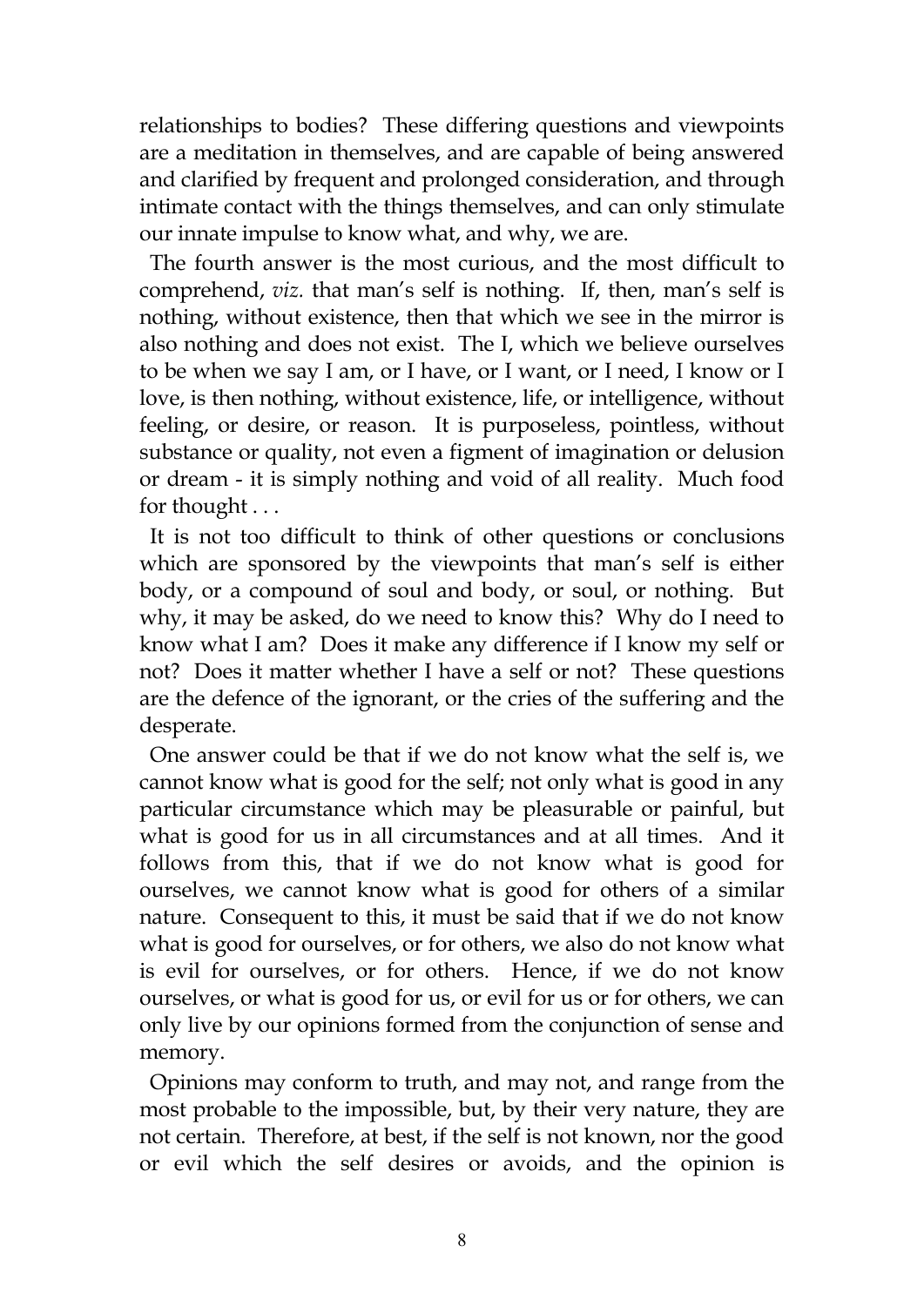relationships to bodies? These differing questions and viewpoints are a meditation in themselves, and are capable of being answered and clarified by frequent and prolonged consideration, and through intimate contact with the things themselves, and can only stimulate our innate impulse to know what, and why, we are.

The fourth answer is the most curious, and the most difficult to comprehend, *viz.* that man's self is nothing. If, then, man's self is nothing, without existence, then that which we see in the mirror is also nothing and does not exist. The I, which we believe ourselves to be when we say I am, or I have, or I want, or I need, I know or I love, is then nothing, without existence, life, or intelligence, without feeling, or desire, or reason. It is purposeless, pointless, without substance or quality, not even a figment of imagination or delusion or dream - it is simply nothing and void of all reality. Much food for thought . . .

It is not too difficult to think of other questions or conclusions which are sponsored by the viewpoints that man's self is either body, or a compound of soul and body, or soul, or nothing. But why, it may be asked, do we need to know this? Why do I need to know what I am? Does it make any difference if I know my self or not? Does it matter whether I have a self or not? These questions are the defence of the ignorant, or the cries of the suffering and the desperate.

One answer could be that if we do not know what the self is, we cannot know what is good for the self; not only what is good in any particular circumstance which may be pleasurable or painful, but what is good for us in all circumstances and at all times. And it follows from this, that if we do not know what is good for ourselves, we cannot know what is good for others of a similar nature. Consequent to this, it must be said that if we do not know what is good for ourselves, or for others, we also do not know what is evil for ourselves, or for others. Hence, if we do not know ourselves, or what is good for us, or evil for us or for others, we can only live by our opinions formed from the conjunction of sense and memory.

Opinions may conform to truth, and may not, and range from the most probable to the impossible, but, by their very nature, they are not certain. Therefore, at best, if the self is not known, nor the good or evil which the self desires or avoids, and the opinion is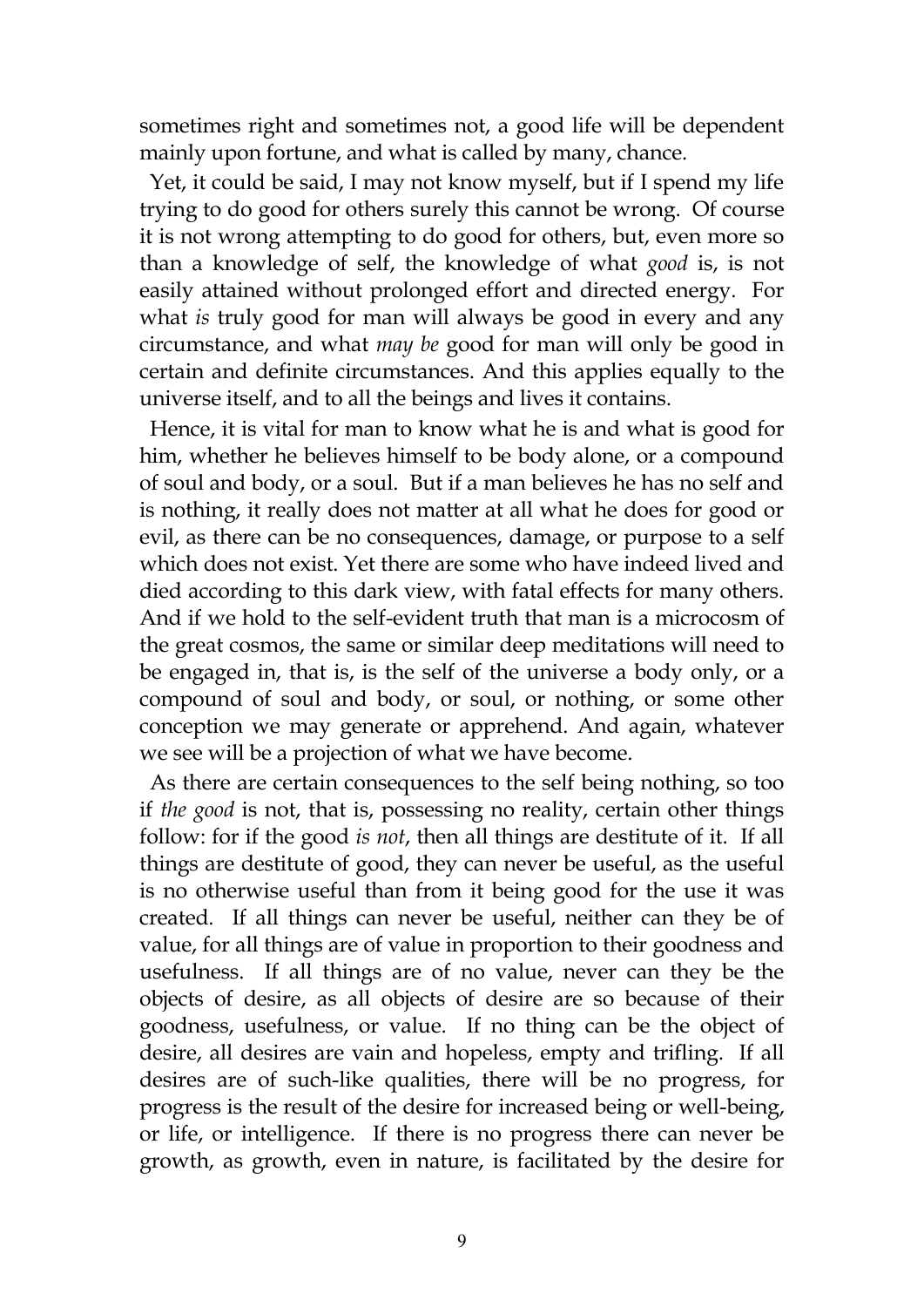sometimes right and sometimes not, a good life will be dependent mainly upon fortune, and what is called by many, chance.

Yet, it could be said, I may not know myself, but if I spend my life trying to do good for others surely this cannot be wrong. Of course it is not wrong attempting to do good for others, but, even more so than a knowledge of self, the knowledge of what *good* is, is not easily attained without prolonged effort and directed energy. For what *is* truly good for man will always be good in every and any circumstance, and what *may be* good for man will only be good in certain and definite circumstances. And this applies equally to the universe itself, and to all the beings and lives it contains.

Hence, it is vital for man to know what he is and what is good for him, whether he believes himself to be body alone, or a compound of soul and body, or a soul. But if a man believes he has no self and is nothing, it really does not matter at all what he does for good or evil, as there can be no consequences, damage, or purpose to a self which does not exist. Yet there are some who have indeed lived and died according to this dark view, with fatal effects for many others. And if we hold to the self-evident truth that man is a microcosm of the great cosmos, the same or similar deep meditations will need to be engaged in, that is, is the self of the universe a body only, or a compound of soul and body, or soul, or nothing, or some other conception we may generate or apprehend. And again, whatever we see will be a projection of what we have become.

As there are certain consequences to the self being nothing, so too if *the good* is not, that is, possessing no reality, certain other things follow: for if the good *is not*, then all things are destitute of it. If all things are destitute of good, they can never be useful, as the useful is no otherwise useful than from it being good for the use it was created. If all things can never be useful, neither can they be of value, for all things are of value in proportion to their goodness and usefulness. If all things are of no value, never can they be the objects of desire, as all objects of desire are so because of their goodness, usefulness, or value. If no thing can be the object of desire, all desires are vain and hopeless, empty and trifling. If all desires are of such-like qualities, there will be no progress, for progress is the result of the desire for increased being or well-being, or life, or intelligence. If there is no progress there can never be growth, as growth, even in nature, is facilitated by the desire for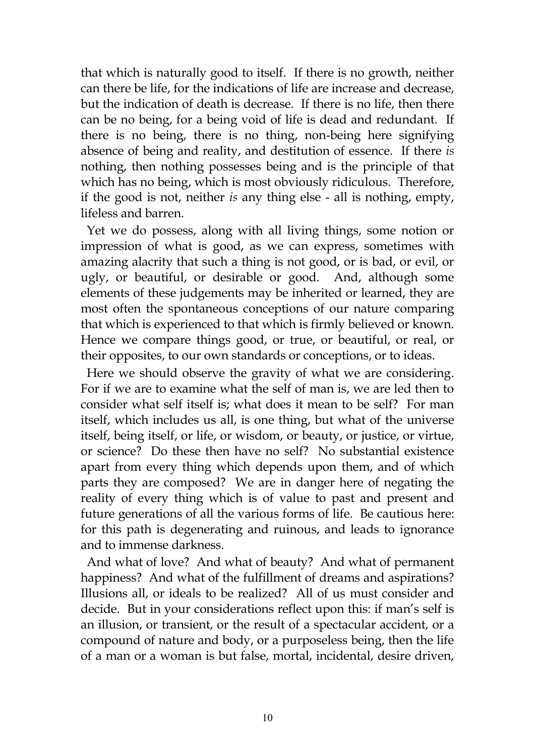that which is naturally good to itself. If there is no growth, neither can there be life, for the indications of life are increase and decrease, but the indication of death is decrease. If there is no life, then there can be no being, for a being void of life is dead and redundant. If there is no being, there is no thing, non-being here signifying absence of being and reality, and destitution of essence. If there *is* nothing, then nothing possesses being and is the principle of that which has no being, which is most obviously ridiculous. Therefore, if the good is not, neither *is* any thing else - all is nothing, empty, lifeless and barren.

Yet we do possess, along with all living things, some notion or impression of what is good, as we can express, sometimes with amazing alacrity that such a thing is not good, or is bad, or evil, or ugly, or beautiful, or desirable or good. And, although some elements of these judgements may be inherited or learned, they are most often the spontaneous conceptions of our nature comparing that which is experienced to that which is firmly believed or known. Hence we compare things good, or true, or beautiful, or real, or their opposites, to our own standards or conceptions, or to ideas.

Here we should observe the gravity of what we are considering. For if we are to examine what the self of man is, we are led then to consider what self itself is; what does it mean to be self? For man itself, which includes us all, is one thing, but what of the universe itself, being itself, or life, or wisdom, or beauty, or justice, or virtue, or science? Do these then have no self? No substantial existence apart from every thing which depends upon them, and of which parts they are composed? We are in danger here of negating the reality of every thing which is of value to past and present and future generations of all the various forms of life. Be cautious here: for this path is degenerating and ruinous, and leads to ignorance and to immense darkness.

And what of love? And what of beauty? And what of permanent happiness? And what of the fulfillment of dreams and aspirations? Illusions all, or ideals to be realized? All of us must consider and decide. But in your considerations reflect upon this: if man's self is an illusion, or transient, or the result of a spectacular accident, or a compound of nature and body, or a purposeless being, then the life of a man or a woman is but false, mortal, incidental, desire driven,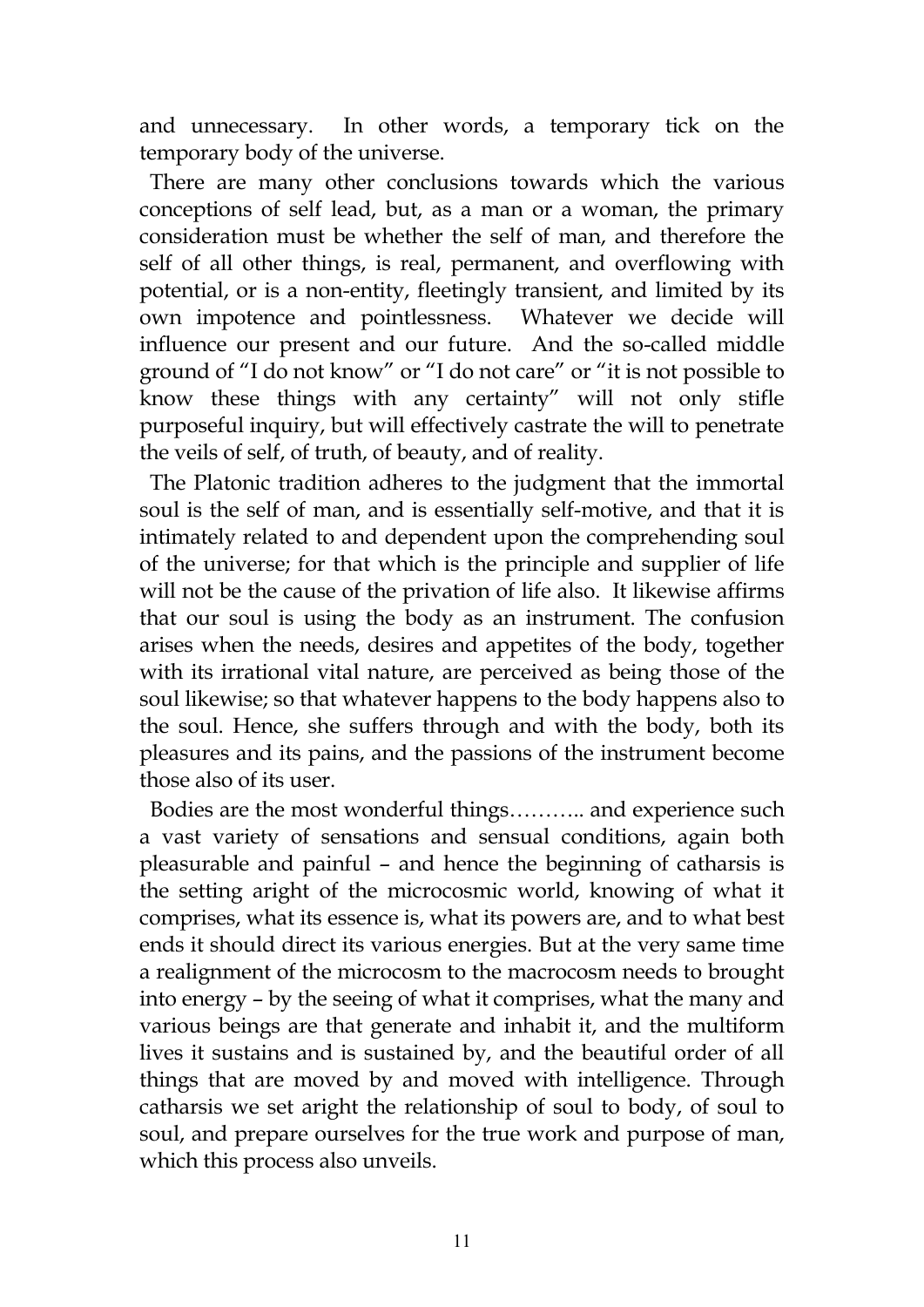and unnecessary. In other words, a temporary tick on the temporary body of the universe.

There are many other conclusions towards which the various conceptions of self lead, but, as a man or a woman, the primary consideration must be whether the self of man, and therefore the self of all other things, is real, permanent, and overflowing with potential, or is a non-entity, fleetingly transient, and limited by its own impotence and pointlessness. Whatever we decide will influence our present and our future. And the so-called middle ground of "I do not know" or "I do not care" or "it is not possible to know these things with any certainty" will not only stifle purposeful inquiry, but will effectively castrate the will to penetrate the veils of self, of truth, of beauty, and of reality.

The Platonic tradition adheres to the judgment that the immortal soul is the self of man, and is essentially self-motive, and that it is intimately related to and dependent upon the comprehending soul of the universe; for that which is the principle and supplier of life will not be the cause of the privation of life also. It likewise affirms that our soul is using the body as an instrument. The confusion arises when the needs, desires and appetites of the body, together with its irrational vital nature, are perceived as being those of the soul likewise; so that whatever happens to the body happens also to the soul. Hence, she suffers through and with the body, both its pleasures and its pains, and the passions of the instrument become those also of its user.

Bodies are the most wonderful things……….. and experience such a vast variety of sensations and sensual conditions, again both pleasurable and painful – and hence the beginning of catharsis is the setting aright of the microcosmic world, knowing of what it comprises, what its essence is, what its powers are, and to what best ends it should direct its various energies. But at the very same time a realignment of the microcosm to the macrocosm needs to brought into energy – by the seeing of what it comprises, what the many and various beings are that generate and inhabit it, and the multiform lives it sustains and is sustained by, and the beautiful order of all things that are moved by and moved with intelligence. Through catharsis we set aright the relationship of soul to body, of soul to soul, and prepare ourselves for the true work and purpose of man, which this process also unveils.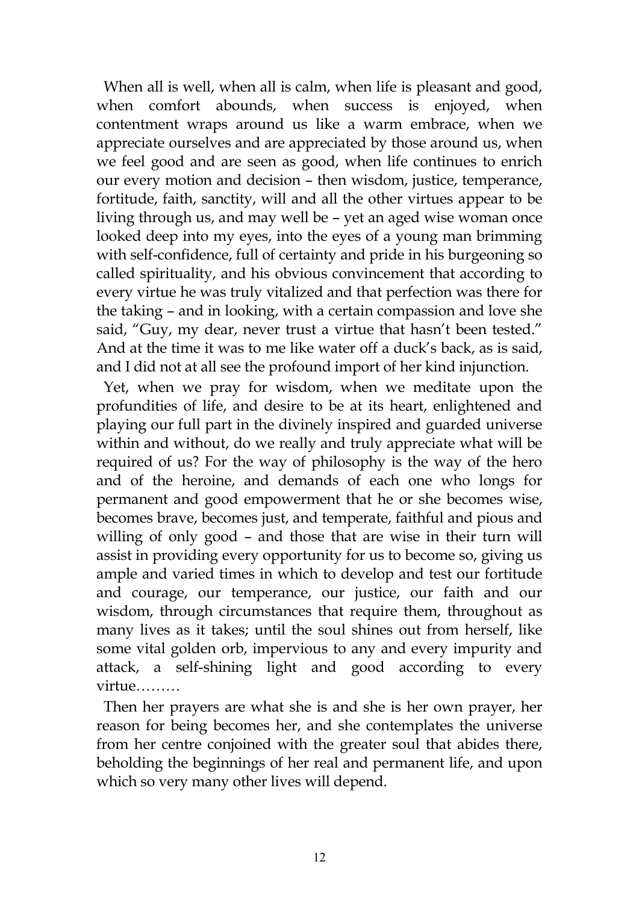When all is well, when all is calm, when life is pleasant and good, when comfort abounds, when success is enjoyed, when contentment wraps around us like a warm embrace, when we appreciate ourselves and are appreciated by those around us, when we feel good and are seen as good, when life continues to enrich our every motion and decision – then wisdom, justice, temperance, fortitude, faith, sanctity, will and all the other virtues appear to be living through us, and may well be – yet an aged wise woman once looked deep into my eyes, into the eyes of a young man brimming with self-confidence, full of certainty and pride in his burgeoning so called spirituality, and his obvious convincement that according to every virtue he was truly vitalized and that perfection was there for the taking – and in looking, with a certain compassion and love she said, "Guy, my dear, never trust a virtue that hasn't been tested." And at the time it was to me like water off a duck's back, as is said, and I did not at all see the profound import of her kind injunction.

Yet, when we pray for wisdom, when we meditate upon the profundities of life, and desire to be at its heart, enlightened and playing our full part in the divinely inspired and guarded universe within and without, do we really and truly appreciate what will be required of us? For the way of philosophy is the way of the hero and of the heroine, and demands of each one who longs for permanent and good empowerment that he or she becomes wise, becomes brave, becomes just, and temperate, faithful and pious and willing of only good – and those that are wise in their turn will assist in providing every opportunity for us to become so, giving us ample and varied times in which to develop and test our fortitude and courage, our temperance, our justice, our faith and our wisdom, through circumstances that require them, throughout as many lives as it takes; until the soul shines out from herself, like some vital golden orb, impervious to any and every impurity and attack, a self-shining light and good according to every virtue………

Then her prayers are what she is and she is her own prayer, her reason for being becomes her, and she contemplates the universe from her centre conjoined with the greater soul that abides there, beholding the beginnings of her real and permanent life, and upon which so very many other lives will depend.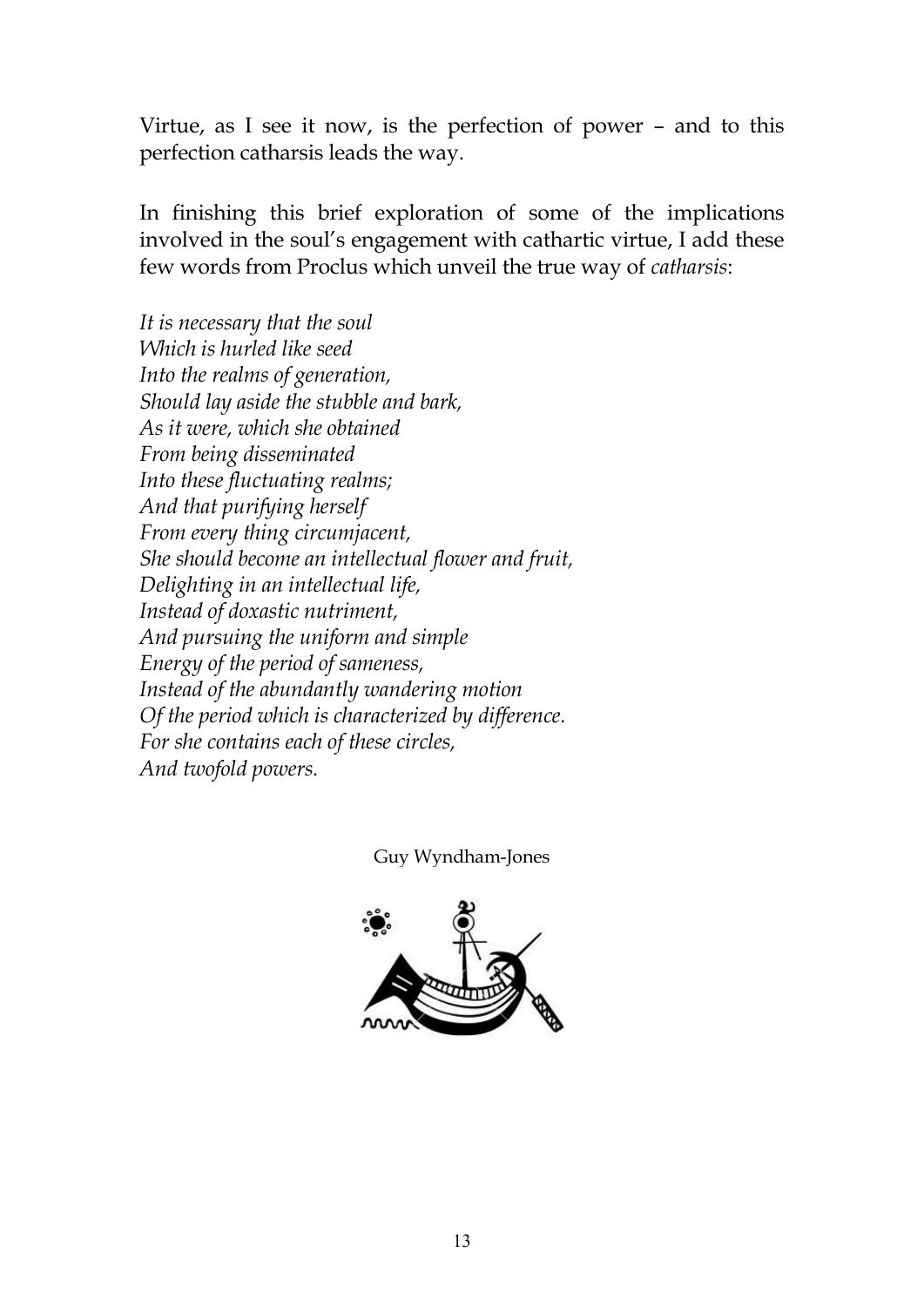Virtue, as I see it now, is the perfection of power – and to this perfection catharsis leads the way.

In finishing this brief exploration of some of the implications involved in the soul's engagement with cathartic virtue, I add these few words from Proclus which unveil the true way of *catharsis*:

*It is necessary that the soul*  
*Which is hurled like seed*  
*Into the realms of generation,*  
*Should lay aside the stubble and bark,*  
*As it were, which she obtained*  
*From being disseminated*  
*Into these fluctuating realms;*  
*And that purifying herself*  
*From every thing circumjacent,*  
*She should become an intellectual flower and fruit,*  
*Delighting in an intellectual life,*  
*Instead of doxastic nutriment,*  
*And pursuing the uniform and simple*  
*Energy of the period of sameness,*  
*Instead of the abundantly wandering motion*  
*Of the period which is characterized by difference.*  
*For she contains each of these circles,*  
*And twofold powers.*

Guy Wyndham-Jones